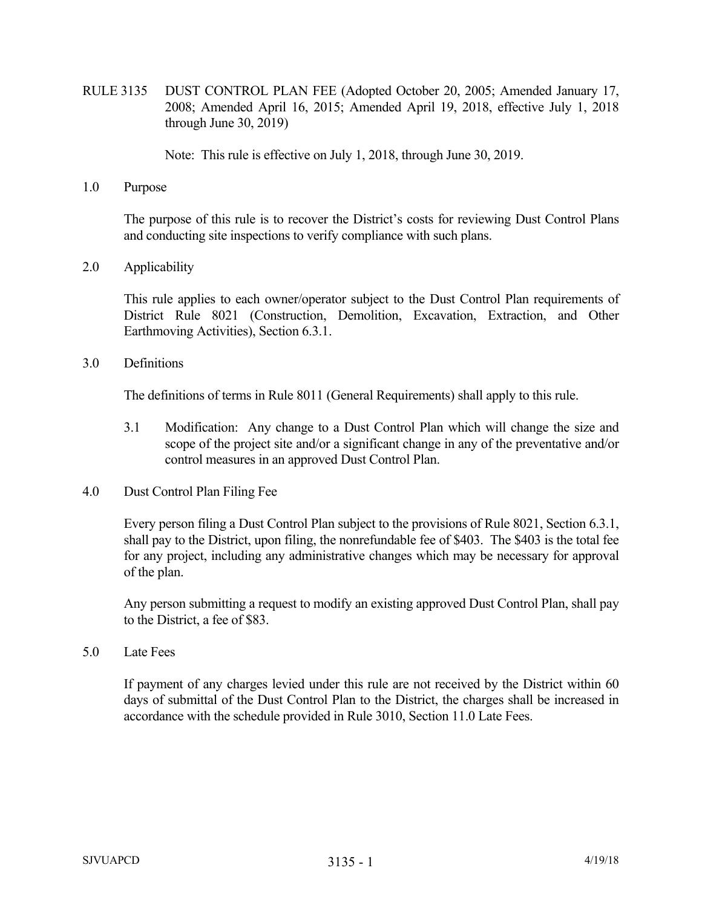# RULE 3135 DUST CONTROL PLAN FEE (Adopted October 20, 2005; Amended January 17, 2008; Amended April 16, 2015; Amended April 19, 2018, effective July 1, 2018 through June 30, 2019)

Note: This rule is effective on July 1, 2018, through June 30, 2019.

## 1.0 Purpose

The purpose of this rule is to recover the District's costs for reviewing Dust Control Plans and conducting site inspections to verify compliance with such plans.

## 2.0 Applicability

This rule applies to each owner/operator subject to the Dust Control Plan requirements of District Rule 8021 (Construction, Demolition, Excavation, Extraction, and Other Earthmoving Activities), Section 6.3.1.

## 3.0 Definitions

The definitions of terms in Rule 8011 (General Requirements) shall apply to this rule.

3.1 Modification: Any change to a Dust Control Plan which will change the size and scope of the project site and/or a significant change in any of the preventative and/or control measures in an approved Dust Control Plan.

## 4.0 Dust Control Plan Filing Fee

Every person filing a Dust Control Plan subject to the provisions of Rule 8021, Section 6.3.1, shall pay to the District, upon filing, the nonrefundable fee of $403. The $403 is the total fee for any project, including any administrative changes which may be necessary for approval of the plan.

Any person submitting a request to modify an existing approved Dust Control Plan, shall pay to the District, a fee of $83.

## 5.0 Late Fees

If payment of any charges levied under this rule are not received by the District within 60 days of submittal of the Dust Control Plan to the District, the charges shall be increased in accordance with the schedule provided in Rule 3010, Section 11.0 Late Fees.